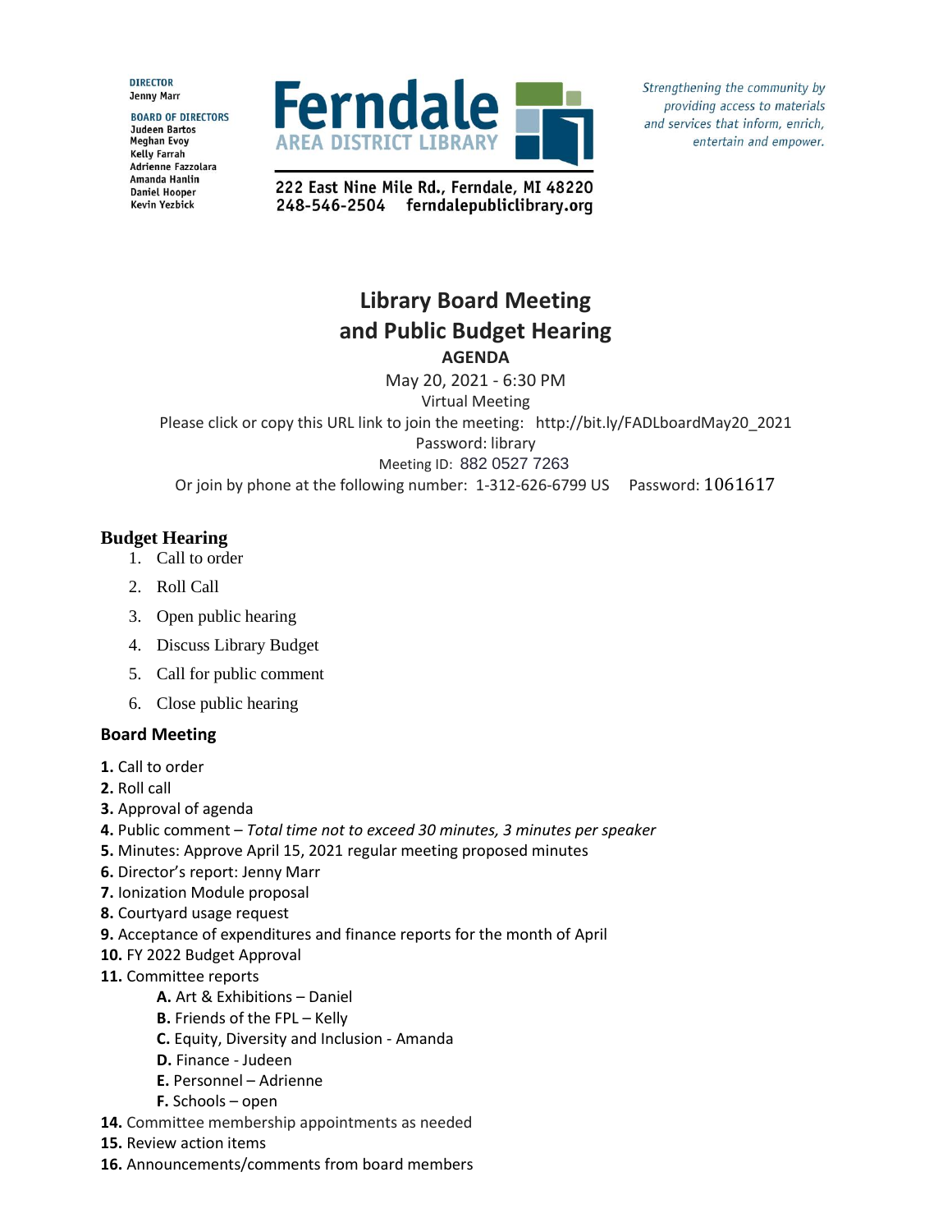**DIRECTOR**
Jenny Marr

**BOARD OF DIRECTORS**
Judeen Bartos
Meghan Evoy
Kelly Farrah
Adrienne Fazzolara
Amanda Hanlin
Daniel Hooper
Kevin Yezbick

**Ferndale AREA DISTRICT LIBRARY**

222 East Nine Mile Rd., Ferndale, MI 48220
248-546-2504 ferndalepubliclibrary.org

*Strengthening the community by providing access to materials and services that inform, enrich, entertain and empower.*

# Library Board Meeting and Public Budget Hearing

**AGENDA**

May 20, 2021 - 6:30 PM
Virtual Meeting
Please click or copy this URL link to join the meeting: http://bit.ly/FADLboardMay20_2021
Password: library
Meeting ID: 882 0527 7263
Or join by phone at the following number: 1-312-626-6799 US Password: 1061617

## Budget Hearing

1. Call to order
2. Roll Call
3. Open public hearing
4. Discuss Library Budget
5. Call for public comment
6. Close public hearing

## Board Meeting

**1.** Call to order
**2.** Roll call
**3.** Approval of agenda
**4.** Public comment – *Total time not to exceed 30 minutes, 3 minutes per speaker*
**5.** Minutes: Approve April 15, 2021 regular meeting proposed minutes
**6.** Director's report: Jenny Marr
**7.** Ionization Module proposal
**8.** Courtyard usage request
**9.** Acceptance of expenditures and finance reports for the month of April
**10.** FY 2022 Budget Approval
**11.** Committee reports
  **A.** Art & Exhibitions – Daniel
  **B.** Friends of the FPL – Kelly
  **C.** Equity, Diversity and Inclusion - Amanda
  **D.** Finance - Judeen
  **E.** Personnel – Adrienne
  **F.** Schools – open
**14.** Committee membership appointments as needed
**15.** Review action items
**16.** Announcements/comments from board members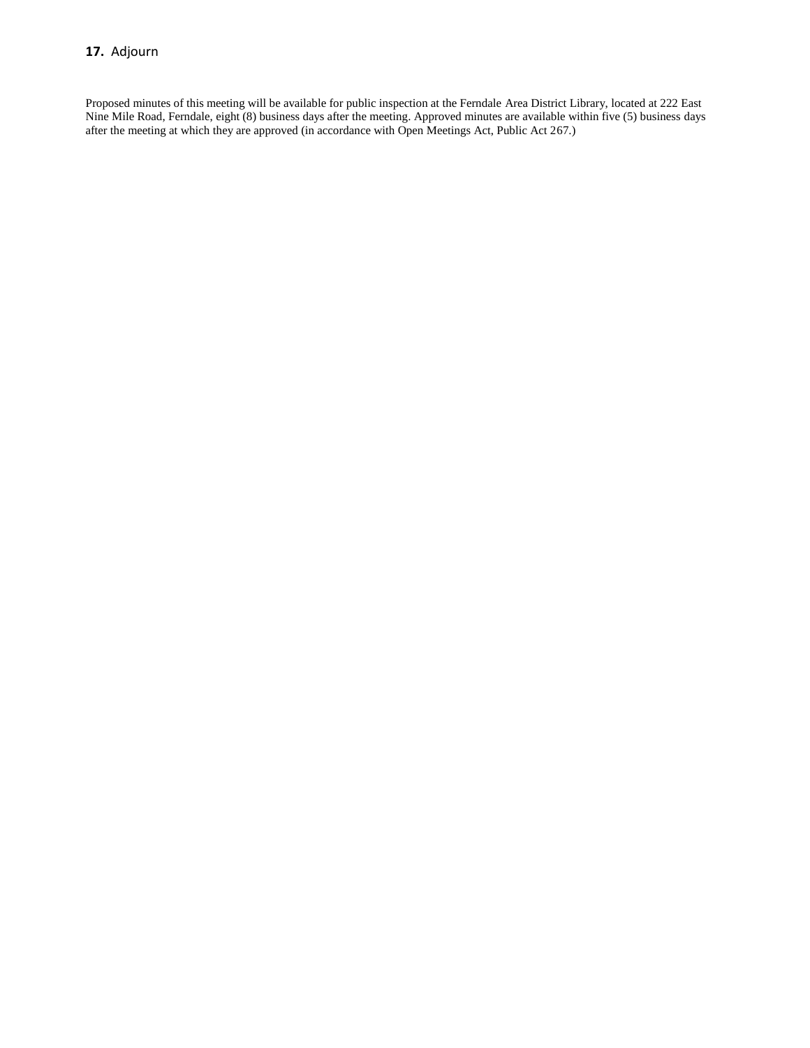**17.** Adjourn

Proposed minutes of this meeting will be available for public inspection at the Ferndale Area District Library, located at 222 East Nine Mile Road, Ferndale, eight (8) business days after the meeting. Approved minutes are available within five (5) business days after the meeting at which they are approved (in accordance with Open Meetings Act, Public Act 267.)